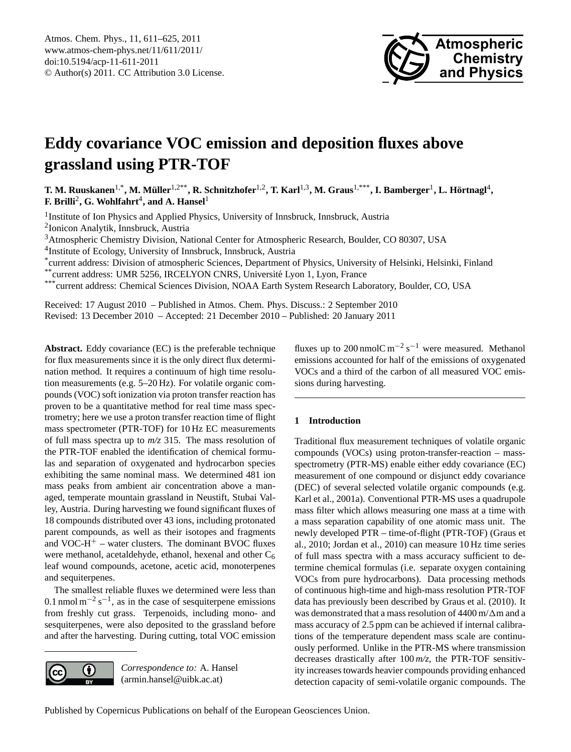# Eddy covariance VOC emission and deposition fluxes above grassland using PTR-TOF

**T. M. Ruuskanen[1,*], M. Müller[1,2**], R. Schnitzhofer[1,2], T. Karl[1,3], M. Graus[1,***], I. Bamberger[1], L. Hörtnagl[4], F. Brilli[2], G. Wohlfahrt[4], and A. Hansel[1]**

[1]Institute of Ion Physics and Applied Physics, University of Innsbruck, Innsbruck, Austria
[2]Ionicon Analytik, Innsbruck, Austria
[3]Atmospheric Chemistry Division, National Center for Atmospheric Research, Boulder, CO 80307, USA
[4]Institute of Ecology, University of Innsbruck, Innsbruck, Austria
[*]current address: Division of atmospheric Sciences, Department of Physics, University of Helsinki, Helsinki, Finland
[**]current address: UMR 5256, IRCELYON CNRS, Université Lyon 1, Lyon, France
[***]current address: Chemical Sciences Division, NOAA Earth System Research Laboratory, Boulder, CO, USA

Received: 17 August 2010 – Published in Atmos. Chem. Phys. Discuss.: 2 September 2010
Revised: 13 December 2010 – Accepted: 21 December 2010 – Published: 20 January 2011

**Abstract.** Eddy covariance (EC) is the preferable technique for flux measurements since it is the only direct flux determination method. It requires a continuum of high time resolution measurements (e.g. 5–20 Hz). For volatile organic compounds (VOC) soft ionization via proton transfer reaction has proven to be a quantitative method for real time mass spectrometry; here we use a proton transfer reaction time of flight mass spectrometer (PTR-TOF) for 10 Hz EC measurements of full mass spectra up to *m/z* 315. The mass resolution of the PTR-TOF enabled the identification of chemical formulas and separation of oxygenated and hydrocarbon species exhibiting the same nominal mass. We determined 481 ion mass peaks from ambient air concentration above a managed, temperate mountain grassland in Neustift, Stubai Valley, Austria. During harvesting we found significant fluxes of 18 compounds distributed over 43 ions, including protonated parent compounds, as well as their isotopes and fragments and VOC-$H^+$ – water clusters. The dominant BVOC fluxes were methanol, acetaldehyde, ethanol, hexenal and other $C_6$ leaf wound compounds, acetone, acetic acid, monoterpenes and sequiterpenes.

The smallest reliable fluxes we determined were less than 0.1 nmol $m^{-2}\,s^{-1}$, as in the case of sesquiterpene emissions from freshly cut grass. Terpenoids, including mono- and sesquiterpenes, were also deposited to the grassland before and after the harvesting. During cutting, total VOC emission fluxes up to 200 nmolC $m^{-2}\,s^{-1}$ were measured. Methanol emissions accounted for half of the emissions of oxygenated VOCs and a third of the carbon of all measured VOC emissions during harvesting.

*Correspondence to:* A. Hansel (armin.hansel@uibk.ac.at)

## 1 Introduction

Traditional flux measurement techniques of volatile organic compounds (VOCs) using proton-transfer-reaction – mass-spectrometry (PTR-MS) enable either eddy covariance (EC) measurement of one compound or disjunct eddy covariance (DEC) of several selected volatile organic compounds (e.g. Karl et al., 2001a). Conventional PTR-MS uses a quadrupole mass filter which allows measuring one mass at a time with a mass separation capability of one atomic mass unit. The newly developed PTR – time-of-flight (PTR-TOF) (Graus et al., 2010; Jordan et al., 2010) can measure 10 Hz time series of full mass spectra with a mass accuracy sufficient to determine chemical formulas (i.e. separate oxygen containing VOCs from pure hydrocarbons). Data processing methods of continuous high-time and high-mass resolution PTR-TOF data has previously been described by Graus et al. (2010). It was demonstrated that a mass resolution of 4400 m/Δm and a mass accuracy of 2.5 ppm can be achieved if internal calibrations of the temperature dependent mass scale are continuously performed. Unlike in the PTR-MS where transmission decreases drastically after 100 *m/z*, the PTR-TOF sensitivity increases towards heavier compounds providing enhanced detection capacity of semi-volatile organic compounds. The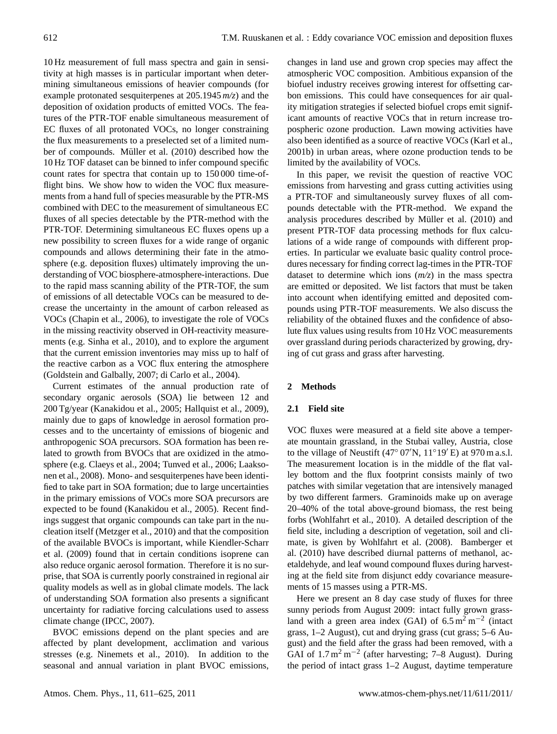10 Hz measurement of full mass spectra and gain in sensitivity at high masses is in particular important when determining simultaneous emissions of heavier compounds (for example protonated sesquiterpenes at 205.1945 *m/z*) and the deposition of oxidation products of emitted VOCs. The features of the PTR-TOF enable simultaneous measurement of EC fluxes of all protonated VOCs, no longer constraining the flux measurements to a preselected set of a limited number of compounds. Müller et al. (2010) described how the 10 Hz TOF dataset can be binned to infer compound specific count rates for spectra that contain up to 150 000 time-of-flight bins. We show how to widen the VOC flux measurements from a hand full of species measurable by the PTR-MS combined with DEC to the measurement of simultaneous EC fluxes of all species detectable by the PTR-method with the PTR-TOF. Determining simultaneous EC fluxes opens up a new possibility to screen fluxes for a wide range of organic compounds and allows determining their fate in the atmosphere (e.g. deposition fluxes) ultimately improving the understanding of VOC biosphere-atmosphere-interactions. Due to the rapid mass scanning ability of the PTR-TOF, the sum of emissions of all detectable VOCs can be measured to decrease the uncertainty in the amount of carbon released as VOCs (Chapin et al., 2006), to investigate the role of VOCs in the missing reactivity observed in OH-reactivity measurements (e.g. Sinha et al., 2010), and to explore the argument that the current emission inventories may miss up to half of the reactive carbon as a VOC flux entering the atmosphere (Goldstein and Galbally, 2007; di Carlo et al., 2004).

Current estimates of the annual production rate of secondary organic aerosols (SOA) lie between 12 and 200 Tg/year (Kanakidou et al., 2005; Hallquist et al., 2009), mainly due to gaps of knowledge in aerosol formation processes and to the uncertainty of emissions of biogenic and anthropogenic SOA precursors. SOA formation has been related to growth from BVOCs that are oxidized in the atmosphere (e.g. Claeys et al., 2004; Tunved et al., 2006; Laaksonen et al., 2008). Mono- and sesquiterpenes have been identified to take part in SOA formation; due to large uncertainties in the primary emissions of VOCs more SOA precursors are expected to be found (Kanakidou et al., 2005). Recent findings suggest that organic compounds can take part in the nucleation itself (Metzger et al., 2010) and that the composition of the available BVOCs is important, while Kiendler-Scharr et al. (2009) found that in certain conditions isoprene can also reduce organic aerosol formation. Therefore it is no surprise, that SOA is currently poorly constrained in regional air quality models as well as in global climate models. The lack of understanding SOA formation also presents a significant uncertainty for radiative forcing calculations used to assess climate change (IPCC, 2007).

BVOC emissions depend on the plant species and are affected by plant development, acclimation and various stresses (e.g. Ninemets et al., 2010). In addition to the seasonal and annual variation in plant BVOC emissions, changes in land use and grown crop species may affect the atmospheric VOC composition. Ambitious expansion of the biofuel industry receives growing interest for offsetting carbon emissions. This could have consequences for air quality mitigation strategies if selected biofuel crops emit significant amounts of reactive VOCs that in return increase tropospheric ozone production. Lawn mowing activities have also been identified as a source of reactive VOCs (Karl et al., 2001b) in urban areas, where ozone production tends to be limited by the availability of VOCs.

In this paper, we revisit the question of reactive VOC emissions from harvesting and grass cutting activities using a PTR-TOF and simultaneously survey fluxes of all compounds detectable with the PTR-method. We expand the analysis procedures described by Müller et al. (2010) and present PTR-TOF data processing methods for flux calculations of a wide range of compounds with different properties. In particular we evaluate basic quality control procedures necessary for finding correct lag-times in the PTR-TOF dataset to determine which ions (*m/z*) in the mass spectra are emitted or deposited. We list factors that must be taken into account when identifying emitted and deposited compounds using PTR-TOF measurements. We also discuss the reliability of the obtained fluxes and the confidence of absolute flux values using results from 10 Hz VOC measurements over grassland during periods characterized by growing, drying of cut grass and grass after harvesting.

## 2 Methods

### 2.1 Field site

VOC fluxes were measured at a field site above a temperate mountain grassland, in the Stubai valley, Austria, close to the village of Neustift (47° 07′N, 11°19′ E) at 970 m a.s.l. The measurement location is in the middle of the flat valley bottom and the flux footprint consists mainly of two patches with similar vegetation that are intensively managed by two different farmers. Graminoids make up on average 20–40% of the total above-ground biomass, the rest being forbs (Wohlfahrt et al., 2010). A detailed description of the field site, including a description of vegetation, soil and climate, is given by Wohlfahrt et al. (2008). Bamberger et al. (2010) have described diurnal patterns of methanol, acetaldehyde, and leaf wound compound fluxes during harvesting at the field site from disjunct eddy covariance measurements of 15 masses using a PTR-MS.

Here we present an 8 day case study of fluxes for three sunny periods from August 2009: intact fully grown grassland with a green area index (GAI) of 6.5 $m^2\,m^{-2}$ (intact grass, 1–2 August), cut and drying grass (cut grass; 5–6 August) and the field after the grass had been removed, with a GAI of 1.7 $m^2\,m^{-2}$ (after harvesting; 7–8 August). During the period of intact grass 1–2 August, daytime temperature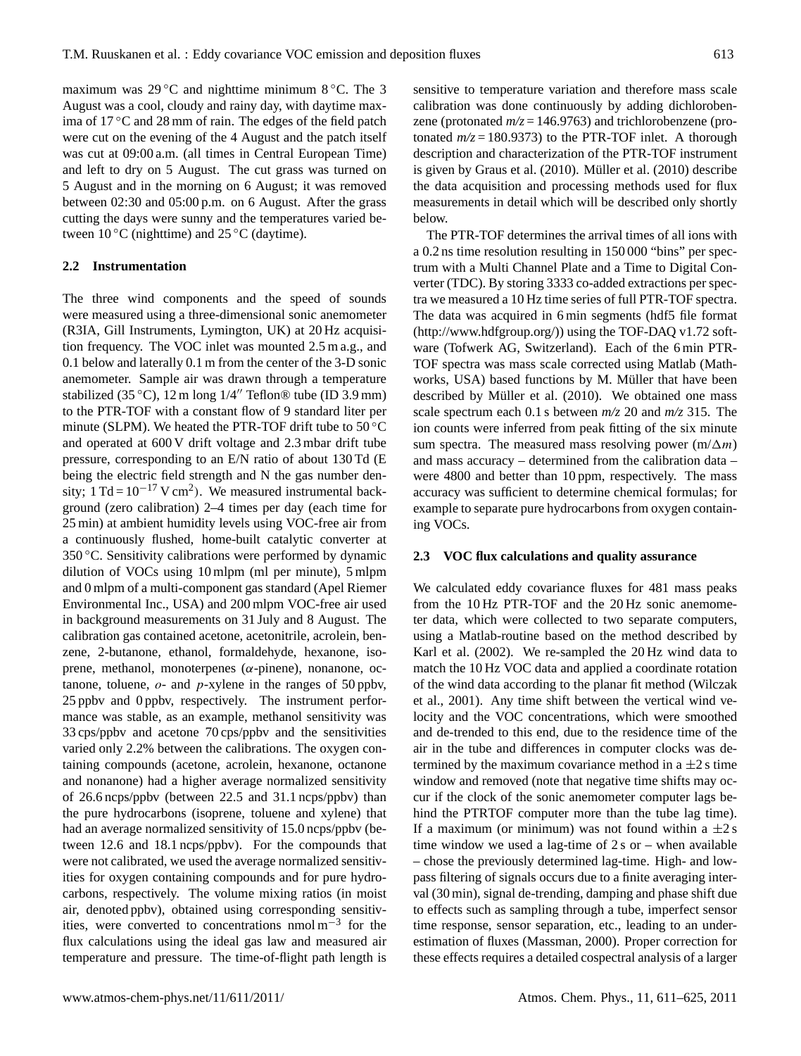maximum was 29 °C and nighttime minimum 8 °C. The 3 August was a cool, cloudy and rainy day, with daytime maxima of 17 °C and 28 mm of rain. The edges of the field patch were cut on the evening of the 4 August and the patch itself was cut at 09:00 a.m. (all times in Central European Time) and left to dry on 5 August. The cut grass was turned on 5 August and in the morning on 6 August; it was removed between 02:30 and 05:00 p.m. on 6 August. After the grass cutting the days were sunny and the temperatures varied between 10 °C (nighttime) and 25 °C (daytime).

### 2.2 Instrumentation

The three wind components and the speed of sounds were measured using a three-dimensional sonic anemometer (R3IA, Gill Instruments, Lymington, UK) at 20 Hz acquisition frequency. The VOC inlet was mounted 2.5 m a.g., and 0.1 below and laterally 0.1 m from the center of the 3-D sonic anemometer. Sample air was drawn through a temperature stabilized (35 °C), 12 m long 1/4″ Teflon® tube (ID 3.9 mm) to the PTR-TOF with a constant flow of 9 standard liter per minute (SLPM). We heated the PTR-TOF drift tube to 50 °C and operated at 600 V drift voltage and 2.3 mbar drift tube pressure, corresponding to an E/N ratio of about 130 Td (E being the electric field strength and N the gas number density; $1\,\mathrm{Td} = 10^{-17}\,\mathrm{V\,cm^2}$). We measured instrumental background (zero calibration) 2–4 times per day (each time for 25 min) at ambient humidity levels using VOC-free air from a continuously flushed, home-built catalytic converter at 350 °C. Sensitivity calibrations were performed by dynamic dilution of VOCs using 10 mlpm (ml per minute), 5 mlpm and 0 mlpm of a multi-component gas standard (Apel Riemer Environmental Inc., USA) and 200 mlpm VOC-free air used in background measurements on 31 July and 8 August. The calibration gas contained acetone, acetonitrile, acrolein, benzene, 2-butanone, ethanol, formaldehyde, hexanone, isoprene, methanol, monoterpenes ($\alpha$-pinene), nonanone, octanone, toluene, *o*- and *p*-xylene in the ranges of 50 ppbv, 25 ppbv and 0 ppbv, respectively. The instrument performance was stable, as an example, methanol sensitivity was 33 cps/ppbv and acetone 70 cps/ppbv and the sensitivities varied only 2.2% between the calibrations. The oxygen containing compounds (acetone, acrolein, hexanone, octanone and nonanone) had a higher average normalized sensitivity of 26.6 ncps/ppbv (between 22.5 and 31.1 ncps/ppbv) than the pure hydrocarbons (isoprene, toluene and xylene) that had an average normalized sensitivity of 15.0 ncps/ppbv (between 12.6 and 18.1 ncps/ppbv). For the compounds that were not calibrated, we used the average normalized sensitivities for oxygen containing compounds and for pure hydrocarbons, respectively. The volume mixing ratios (in moist air, denoted ppbv), obtained using corresponding sensitivities, were converted to concentrations $\mathrm{nmol\,m^{-3}}$ for the flux calculations using the ideal gas law and measured air temperature and pressure. The time-of-flight path length is sensitive to temperature variation and therefore mass scale calibration was done continuously by adding dichlorobenzene (protonated *m/z* = 146.9763) and trichlorobenzene (protonated *m/z* = 180.9373) to the PTR-TOF inlet. A thorough description and characterization of the PTR-TOF instrument is given by Graus et al. (2010). Müller et al. (2010) describe the data acquisition and processing methods used for flux measurements in detail which will be described only shortly below.

The PTR-TOF determines the arrival times of all ions with a 0.2 ns time resolution resulting in 150 000 "bins" per spectrum with a Multi Channel Plate and a Time to Digital Converter (TDC). By storing 3333 co-added extractions per spectra we measured a 10 Hz time series of full PTR-TOF spectra. The data was acquired in 6 min segments (hdf5 file format (http://www.hdfgroup.org/)) using the TOF-DAQ v1.72 software (Tofwerk AG, Switzerland). Each of the 6 min PTR-TOF spectra was mass scale corrected using Matlab (Mathworks, USA) based functions by M. Müller that have been described by Müller et al. (2010). We obtained one mass scale spectrum each 0.1 s between *m/z* 20 and *m/z* 315. The ion counts were inferred from peak fitting of the six minute sum spectra. The measured mass resolving power ($m/\Delta m$) and mass accuracy – determined from the calibration data – were 4800 and better than 10 ppm, respectively. The mass accuracy was sufficient to determine chemical formulas; for example to separate pure hydrocarbons from oxygen containing VOCs.

### 2.3 VOC flux calculations and quality assurance

We calculated eddy covariance fluxes for 481 mass peaks from the 10 Hz PTR-TOF and the 20 Hz sonic anemometer data, which were collected to two separate computers, using a Matlab-routine based on the method described by Karl et al. (2002). We re-sampled the 20 Hz wind data to match the 10 Hz VOC data and applied a coordinate rotation of the wind data according to the planar fit method (Wilczak et al., 2001). Any time shift between the vertical wind velocity and the VOC concentrations, which were smoothed and de-trended to this end, due to the residence time of the air in the tube and differences in computer clocks was determined by the maximum covariance method in a $\pm 2$ s time window and removed (note that negative time shifts may occur if the clock of the sonic anemometer computer lags behind the PTRTOF computer more than the tube lag time). If a maximum (or minimum) was not found within a $\pm 2$ s time window we used a lag-time of 2 s or – when available – chose the previously determined lag-time. High- and low-pass filtering of signals occurs due to a finite averaging interval (30 min), signal de-trending, damping and phase shift due to effects such as sampling through a tube, imperfect sensor time response, sensor separation, etc., leading to an underestimation of fluxes (Massman, 2000). Proper correction for these effects requires a detailed cospectral analysis of a larger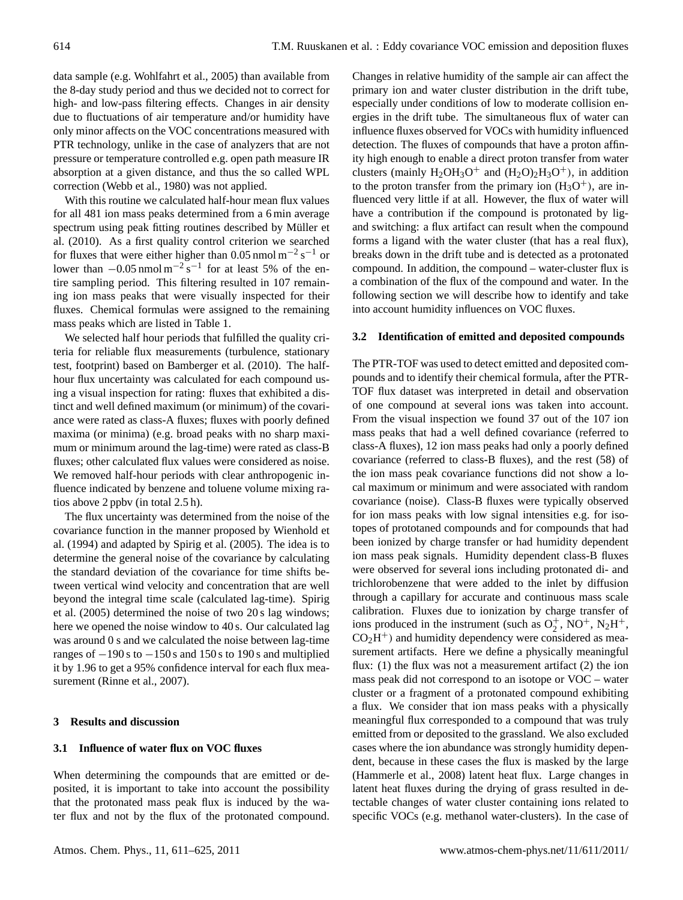data sample (e.g. Wohlfahrt et al., 2005) than available from the 8-day study period and thus we decided not to correct for high- and low-pass filtering effects. Changes in air density due to fluctuations of air temperature and/or humidity have only minor affects on the VOC concentrations measured with PTR technology, unlike in the case of analyzers that are not pressure or temperature controlled e.g. open path measure IR absorption at a given distance, and thus the so called WPL correction (Webb et al., 1980) was not applied.

With this routine we calculated half-hour mean flux values for all 481 ion mass peaks determined from a 6 min average spectrum using peak fitting routines described by Müller et al. (2010). As a first quality control criterion we searched for fluxes that were either higher than 0.05 nmol $m^{-2}$ $s^{-1}$ or lower than $-0.05$ nmol $m^{-2}$ $s^{-1}$ for at least 5% of the entire sampling period. This filtering resulted in 107 remaining ion mass peaks that were visually inspected for their fluxes. Chemical formulas were assigned to the remaining mass peaks which are listed in Table 1.

We selected half hour periods that fulfilled the quality criteria for reliable flux measurements (turbulence, stationary test, footprint) based on Bamberger et al. (2010). The half-hour flux uncertainty was calculated for each compound using a visual inspection for rating: fluxes that exhibited a distinct and well defined maximum (or minimum) of the covariance were rated as class-A fluxes; fluxes with poorly defined maxima (or minima) (e.g. broad peaks with no sharp maximum or minimum around the lag-time) were rated as class-B fluxes; other calculated flux values were considered as noise. We removed half-hour periods with clear anthropogenic influence indicated by benzene and toluene volume mixing ratios above 2 ppbv (in total 2.5 h).

The flux uncertainty was determined from the noise of the covariance function in the manner proposed by Wienhold et al. (1994) and adapted by Spirig et al. (2005). The idea is to determine the general noise of the covariance by calculating the standard deviation of the covariance for time shifts between vertical wind velocity and concentration that are well beyond the integral time scale (calculated lag-time). Spirig et al. (2005) determined the noise of two 20 s lag windows; here we opened the noise window to 40 s. Our calculated lag was around 0 s and we calculated the noise between lag-time ranges of $-190$ s to $-150$ s and 150 s to 190 s and multiplied it by 1.96 to get a 95% confidence interval for each flux measurement (Rinne et al., 2007).

## 3 Results and discussion

### 3.1 Influence of water flux on VOC fluxes

When determining the compounds that are emitted or deposited, it is important to take into account the possibility that the protonated mass peak flux is induced by the water flux and not by the flux of the protonated compound. Changes in relative humidity of the sample air can affect the primary ion and water cluster distribution in the drift tube, especially under conditions of low to moderate collision energies in the drift tube. The simultaneous flux of water can influence fluxes observed for VOCs with humidity influenced detection. The fluxes of compounds that have a proton affinity high enough to enable a direct proton transfer from water clusters (mainly $H_2OH_3O^+$ and $(H_2O)_2H_3O^+$), in addition to the proton transfer from the primary ion ($H_3O^+$), are influenced very little if at all. However, the flux of water will have a contribution if the compound is protonated by ligand switching: a flux artifact can result when the compound forms a ligand with the water cluster (that has a real flux), breaks down in the drift tube and is detected as a protonated compound. In addition, the compound – water-cluster flux is a combination of the flux of the compound and water. In the following section we will describe how to identify and take into account humidity influences on VOC fluxes.

### 3.2 Identification of emitted and deposited compounds

The PTR-TOF was used to detect emitted and deposited compounds and to identify their chemical formula, after the PTR-TOF flux dataset was interpreted in detail and observation of one compound at several ions was taken into account. From the visual inspection we found 37 out of the 107 ion mass peaks that had a well defined covariance (referred to class-A fluxes), 12 ion mass peaks had only a poorly defined covariance (referred to class-B fluxes), and the rest (58) of the ion mass peak covariance functions did not show a local maximum or minimum and were associated with random covariance (noise). Class-B fluxes were typically observed for ion mass peaks with low signal intensities e.g. for isotopes of prototaned compounds and for compounds that had been ionized by charge transfer or had humidity dependent ion mass peak signals. Humidity dependent class-B fluxes were observed for several ions including protonated di- and trichlorobenzene that were added to the inlet by diffusion through a capillary for accurate and continuous mass scale calibration. Fluxes due to ionization by charge transfer of ions produced in the instrument (such as $O_2^+$, $NO^+$, $N_2H^+$, $CO_2H^+$) and humidity dependency were considered as measurement artifacts. Here we define a physically meaningful flux: (1) the flux was not a measurement artifact (2) the ion mass peak did not correspond to an isotope or VOC – water cluster or a fragment of a protonated compound exhibiting a flux. We consider that ion mass peaks with a physically meaningful flux corresponded to a compound that was truly emitted from or deposited to the grassland. We also excluded cases where the ion abundance was strongly humidity dependent, because in these cases the flux is masked by the large (Hammerle et al., 2008) latent heat flux. Large changes in latent heat fluxes during the drying of grass resulted in detectable changes of water cluster containing ions related to specific VOCs (e.g. methanol water-clusters). In the case of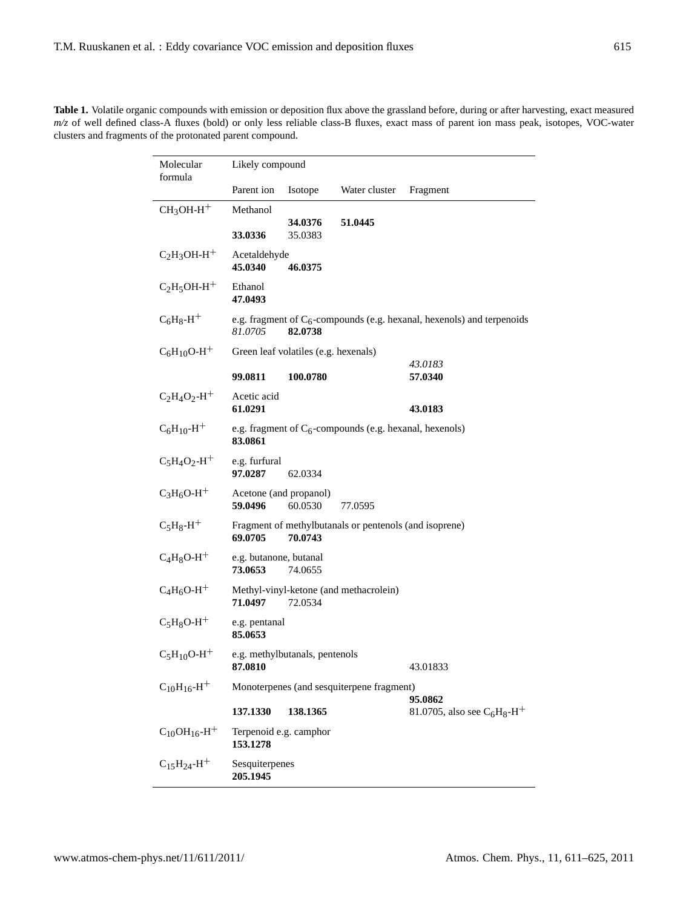**Table 1.** Volatile organic compounds with emission or deposition flux above the grassland before, during or after harvesting, exact measured *m/z* of well defined class-A fluxes (bold) or only less reliable class-B fluxes, exact mass of parent ion mass peak, isotopes, VOC-water clusters and fragments of the protonated parent compound.

| Molecular formula | Likely compound | | | |
|---|---|---|---|---|
| | Parent ion | Isotope | Water cluster | Fragment |
| $CH_3OH$-$H^+$ | Methanol | | | |
| | **33.0336** | **34.0376** 35.0383 | **51.0445** | |
| $C_2H_3OH$-$H^+$ | Acetaldehyde | | | |
| | **45.0340** | **46.0375** | | |
| $C_2H_5OH$-$H^+$ | Ethanol | | | |
| | **47.0493** | | | |
| $C_6H_8$-$H^+$ | e.g. fragment of $C_6$-compounds (e.g. hexanal, hexenols) and terpenoids | | | |
| | *81.0705* | **82.0738** | | |
| $C_6H_{10}O$-$H^+$ | Green leaf volatiles (e.g. hexenals) | | | |
| | **99.0811** | **100.0780** | | *43.0183* **57.0340** |
| $C_2H_4O_2$-$H^+$ | Acetic acid | | | |
| | **61.0291** | | | **43.0183** |
| $C_6H_{10}$-$H^+$ | e.g. fragment of $C_6$-compounds (e.g. hexanal, hexenols) | | | |
| | **83.0861** | | | |
| $C_5H_4O_2$-$H^+$ | e.g. furfural | | | |
| | **97.0287** | 62.0334 | | |
| $C_3H_6O$-$H^+$ | Acetone (and propanol) | | | |
| | **59.0496** | 60.0530 | 77.0595 | |
| $C_5H_8$-$H^+$ | Fragment of methylbutanals or pentenols (and isoprene) | | | |
| | **69.0705** | **70.0743** | | |
| $C_4H_8O$-$H^+$ | e.g. butanone, butanal | | | |
| | **73.0653** | 74.0655 | | |
| $C_4H_6O$-$H^+$ | Methyl-vinyl-ketone (and methacrolein) | | | |
| | **71.0497** | 72.0534 | | |
| $C_5H_8O$-$H^+$ | e.g. pentanal | | | |
| | **85.0653** | | | |
| $C_5H_{10}O$-$H^+$ | e.g. methylbutanals, pentenols | | | |
| | **87.0810** | | | 43.01833 |
| $C_{10}H_{16}$-$H^+$ | Monoterpenes (and sesquiterpene fragment) | | | |
| | **137.1330** | **138.1365** | | **95.0862** 81.0705, also see $C_6H_8$-$H^+$ |
| $C_{10}OH_{16}$-$H^+$ | Terpenoid e.g. camphor | | | |
| | **153.1278** | | | |
| $C_{15}H_{24}$-$H^+$ | Sesquiterpenes | | | |
| | **205.1945** | | | |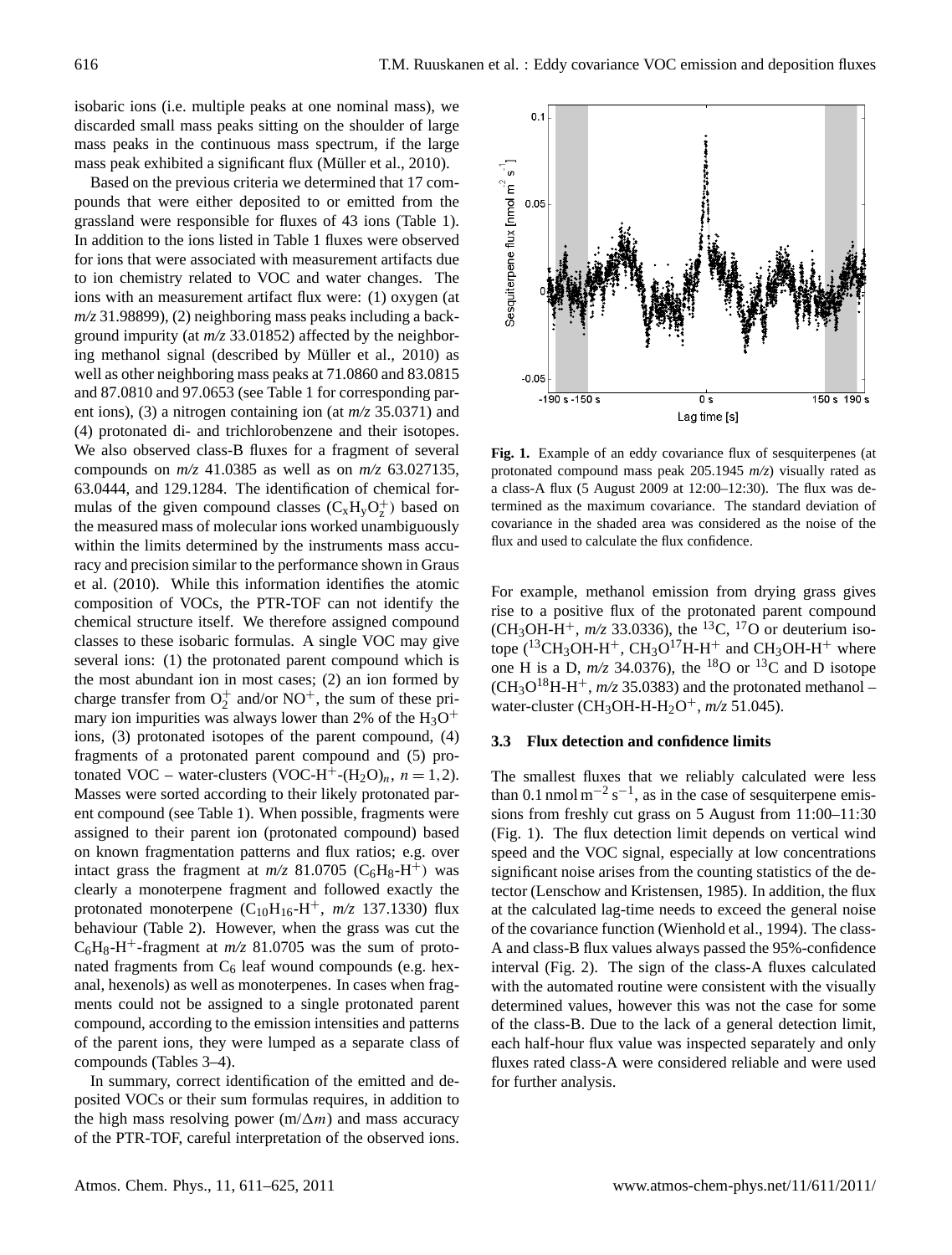isobaric ions (i.e. multiple peaks at one nominal mass), we discarded small mass peaks sitting on the shoulder of large mass peaks in the continuous mass spectrum, if the large mass peak exhibited a significant flux (Müller et al., 2010).

Based on the previous criteria we determined that 17 compounds that were either deposited to or emitted from the grassland were responsible for fluxes of 43 ions (Table 1). In addition to the ions listed in Table 1 fluxes were observed for ions that were associated with measurement artifacts due to ion chemistry related to VOC and water changes. The ions with an measurement artifact flux were: (1) oxygen (at *m/z* 31.98899), (2) neighboring mass peaks including a background impurity (at *m/z* 33.01852) affected by the neighboring methanol signal (described by Müller et al., 2010) as well as other neighboring mass peaks at 71.0860 and 83.0815 and 87.0810 and 97.0653 (see Table 1 for corresponding parent ions), (3) a nitrogen containing ion (at *m/z* 35.0371) and (4) protonated di- and trichlorobenzene and their isotopes. We also observed class-B fluxes for a fragment of several compounds on *m/z* 41.0385 as well as on *m/z* 63.027135, 63.0444, and 129.1284. The identification of chemical formulas of the given compound classes ($C_xH_yO_z^+$) based on the measured mass of molecular ions worked unambiguously within the limits determined by the instruments mass accuracy and precision similar to the performance shown in Graus et al. (2010). While this information identifies the atomic composition of VOCs, the PTR-TOF can not identify the chemical structure itself. We therefore assigned compound classes to these isobaric formulas. A single VOC may give several ions: (1) the protonated parent compound which is the most abundant ion in most cases; (2) an ion formed by charge transfer from $O_2^+$ and/or $NO^+$, the sum of these primary ion impurities was always lower than 2% of the $H_3O^+$ ions, (3) protonated isotopes of the parent compound, (4) fragments of a protonated parent compound and (5) protonated VOC – water-clusters (VOC-$H^+$-$(H_2O)_n$, $n = 1, 2$). Masses were sorted according to their likely protonated parent compound (see Table 1). When possible, fragments were assigned to their parent ion (protonated compound) based on known fragmentation patterns and flux ratios; e.g. over intact grass the fragment at *m/z* 81.0705 ($C_6H_8$-$H^+$) was clearly a monoterpene fragment and followed exactly the protonated monoterpene ($C_{10}H_{16}$-$H^+$, *m/z* 137.1330) flux behaviour (Table 2). However, when the grass was cut the $C_6H_8$-$H^+$-fragment at *m/z* 81.0705 was the sum of protonated fragments from $C_6$ leaf wound compounds (e.g. hexanal, hexenols) as well as monoterpenes. In cases when fragments could not be assigned to a single protonated parent compound, according to the emission intensities and patterns of the parent ions, they were lumped as a separate class of compounds (Tables 3–4).

In summary, correct identification of the emitted and deposited VOCs or their sum formulas requires, in addition to the high mass resolving power ($m/\Delta m$) and mass accuracy of the PTR-TOF, careful interpretation of the observed ions.

**Fig. 1.** Example of an eddy covariance flux of sesquiterpenes (at protonated compound mass peak 205.1945 *m/z*) visually rated as a class-A flux (5 August 2009 at 12:00–12:30). The flux was determined as the maximum covariance. The standard deviation of covariance in the shaded area was considered as the noise of the flux and used to calculate the flux confidence.

For example, methanol emission from drying grass gives rise to a positive flux of the protonated parent compound ($CH_3OH$-$H^+$, *m/z* 33.0336), the $^{13}C$, $^{17}O$ or deuterium isotope ($^{13}CH_3OH$-$H^+$, $CH_3O^{17}H$-$H^+$ and $CH_3OH$-$H^+$ where one H is a D, *m/z* 34.0376), the $^{18}O$ or $^{13}C$ and D isotope ($CH_3O^{18}H$-$H^+$, *m/z* 35.0383) and the protonated methanol – water-cluster ($CH_3OH$-H-$H_2O^+$, *m/z* 51.045).

### 3.3 Flux detection and confidence limits

The smallest fluxes that we reliably calculated were less than 0.1 nmol $m^{-2}$ $s^{-1}$, as in the case of sesquiterpene emissions from freshly cut grass on 5 August from 11:00–11:30 (Fig. 1). The flux detection limit depends on vertical wind speed and the VOC signal, especially at low concentrations significant noise arises from the counting statistics of the detector (Lenschow and Kristensen, 1985). In addition, the flux at the calculated lag-time needs to exceed the general noise of the covariance function (Wienhold et al., 1994). The class-A and class-B flux values always passed the 95%-confidence interval (Fig. 2). The sign of the class-A fluxes calculated with the automated routine were consistent with the visually determined values, however this was not the case for some of the class-B. Due to the lack of a general detection limit, each half-hour flux value was inspected separately and only fluxes rated class-A were considered reliable and were used for further analysis.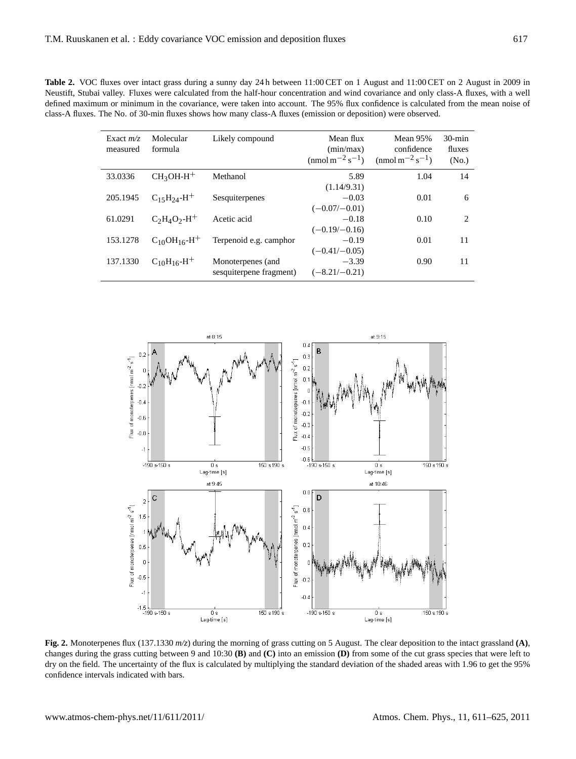**Table 2.** VOC fluxes over intact grass during a sunny day 24 h between 11:00 CET on 1 August and 11:00 CET on 2 August in 2009 in Neustift, Stubai valley. Fluxes were calculated from the half-hour concentration and wind covariance and only class-A fluxes, with a well defined maximum or minimum in the covariance, were taken into account. The 95% flux confidence is calculated from the mean noise of class-A fluxes. The No. of 30-min fluxes shows how many class-A fluxes (emission or deposition) were observed.

| Exact *m/z* measured | Molecular formula | Likely compound | Mean flux (min/max) ($\mathrm{nmol\,m^{-2}\,s^{-1}}$) | Mean 95% confidence ($\mathrm{nmol\,m^{-2}\,s^{-1}}$) | 30-min fluxes (No.) |
|---|---|---|---|---|---|
| 33.0336 | $CH_3OH$-$H^+$ | Methanol | 5.89 (1.14/9.31) | 1.04 | 14 |
| 205.1945 | $C_{15}H_{24}$-$H^+$ | Sesquiterpenes | −0.03 (−0.07/−0.01) | 0.01 | 6 |
| 61.0291 | $C_2H_4O_2$-$H^+$ | Acetic acid | −0.18 (−0.19/−0.16) | 0.10 | 2 |
| 153.1278 | $C_{10}OH_{16}$-$H^+$ | Terpenoid e.g. camphor | −0.19 (−0.41/−0.05) | 0.01 | 11 |
| 137.1330 | $C_{10}H_{16}$-$H^+$ | Monoterpenes (and sesquiterpene fragment) | −3.39 (−8.21/−0.21) | 0.90 | 11 |

**Fig. 2.** Monoterpenes flux (137.1330 *m/z*) during the morning of grass cutting on 5 August. The clear deposition to the intact grassland **(A)**, changes during the grass cutting between 9 and 10:30 **(B)** and **(C)** into an emission **(D)** from some of the cut grass species that were left to dry on the field. The uncertainty of the flux is calculated by multiplying the standard deviation of the shaded areas with 1.96 to get the 95% confidence intervals indicated with bars.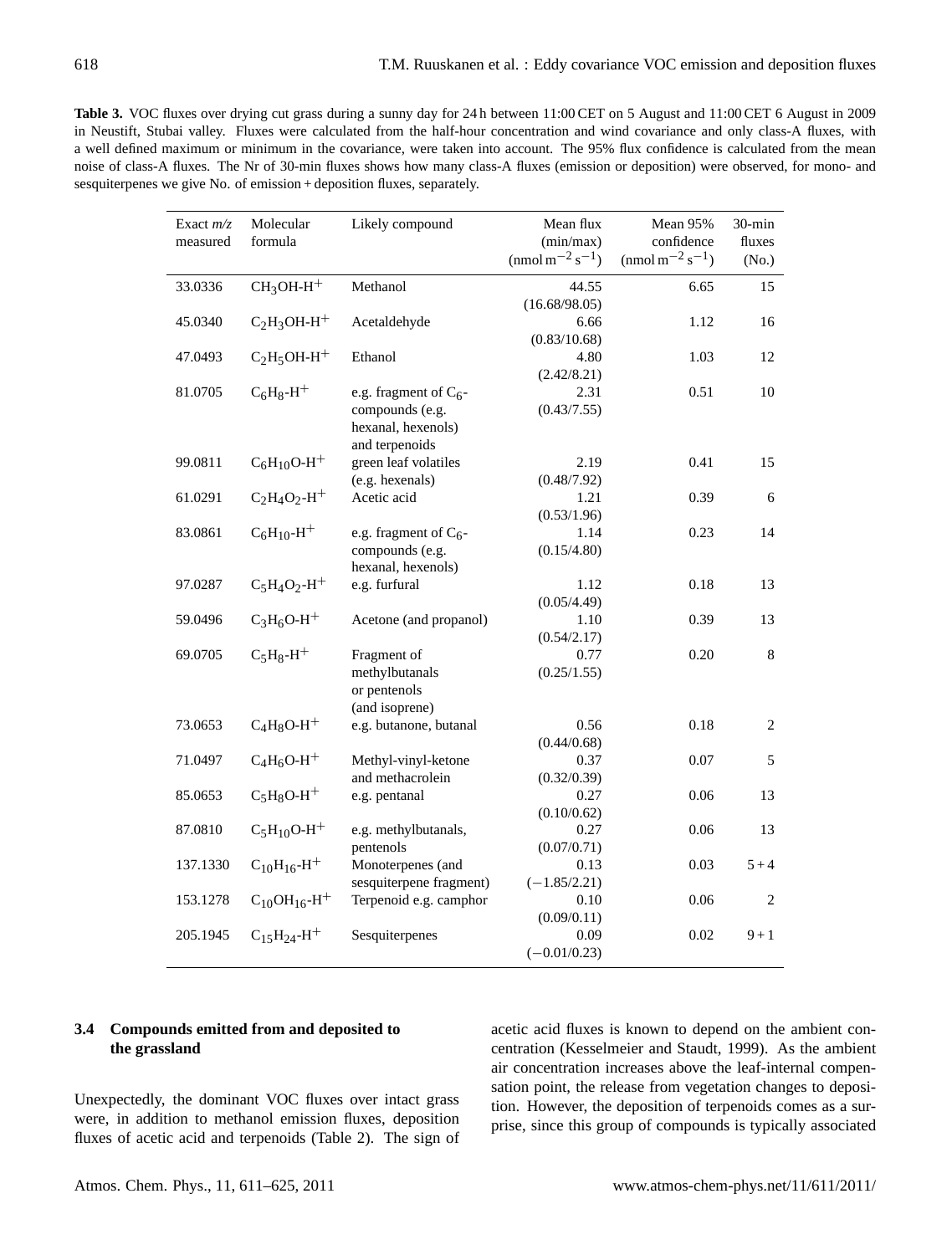**Table 3.** VOC fluxes over drying cut grass during a sunny day for 24 h between 11:00 CET on 5 August and 11:00 CET 6 August in 2009 in Neustift, Stubai valley. Fluxes were calculated from the half-hour concentration and wind covariance and only class-A fluxes, with a well defined maximum or minimum in the covariance, were taken into account. The 95% flux confidence is calculated from the mean noise of class-A fluxes. The Nr of 30-min fluxes shows how many class-A fluxes (emission or deposition) were observed, for mono- and sesquiterpenes we give No. of emission + deposition fluxes, separately.

| Exact *m/z* measured | Molecular formula | Likely compound | Mean flux (min/max) ($nmol\,m^{-2}\,s^{-1}$) | Mean 95% confidence ($nmol\,m^{-2}\,s^{-1}$) | 30-min fluxes (No.) |
|---|---|---|---|---|---|
| 33.0336 | $CH_3OH\text{-}H^+$ | Methanol | 44.55 (16.68/98.05) | 6.65 | 15 |
| 45.0340 | $C_2H_3OH\text{-}H^+$ | Acetaldehyde | 6.66 (0.83/10.68) | 1.12 | 16 |
| 47.0493 | $C_2H_5OH\text{-}H^+$ | Ethanol | 4.80 (2.42/8.21) | 1.03 | 12 |
| 81.0705 | $C_6H_8\text{-}H^+$ | e.g. fragment of $C_6$-compounds (e.g. hexanal, hexenols) and terpenoids | 2.31 (0.43/7.55) | 0.51 | 10 |
| 99.0811 | $C_6H_{10}O\text{-}H^+$ | green leaf volatiles (e.g. hexenals) | 2.19 (0.48/7.92) | 0.41 | 15 |
| 61.0291 | $C_2H_4O_2\text{-}H^+$ | Acetic acid | 1.21 (0.53/1.96) | 0.39 | 6 |
| 83.0861 | $C_6H_{10}\text{-}H^+$ | e.g. fragment of $C_6$-compounds (e.g. hexanal, hexenols) | 1.14 (0.15/4.80) | 0.23 | 14 |
| 97.0287 | $C_5H_4O_2\text{-}H^+$ | e.g. furfural | 1.12 (0.05/4.49) | 0.18 | 13 |
| 59.0496 | $C_3H_6O\text{-}H^+$ | Acetone (and propanol) | 1.10 (0.54/2.17) | 0.39 | 13 |
| 69.0705 | $C_5H_8\text{-}H^+$ | Fragment of methylbutanals or pentenols (and isoprene) | 0.77 (0.25/1.55) | 0.20 | 8 |
| 73.0653 | $C_4H_8O\text{-}H^+$ | e.g. butanone, butanal | 0.56 (0.44/0.68) | 0.18 | 2 |
| 71.0497 | $C_4H_6O\text{-}H^+$ | Methyl-vinyl-ketone and methacrolein | 0.37 (0.32/0.39) | 0.07 | 5 |
| 85.0653 | $C_5H_8O\text{-}H^+$ | e.g. pentanal | 0.27 (0.10/0.62) | 0.06 | 13 |
| 87.0810 | $C_5H_{10}O\text{-}H^+$ | e.g. methylbutanals, pentenols | 0.27 (0.07/0.71) | 0.06 | 13 |
| 137.1330 | $C_{10}H_{16}\text{-}H^+$ | Monoterpenes (and sesquiterpene fragment) | 0.13 (−1.85/2.21) | 0.03 | 5 + 4 |
| 153.1278 | $C_{10}OH_{16}\text{-}H^+$ | Terpenoid e.g. camphor | 0.10 (0.09/0.11) | 0.06 | 2 |
| 205.1945 | $C_{15}H_{24}\text{-}H^+$ | Sesquiterpenes | 0.09 (−0.01/0.23) | 0.02 | 9 + 1 |

### 3.4 Compounds emitted from and deposited to the grassland

Unexpectedly, the dominant VOC fluxes over intact grass were, in addition to methanol emission fluxes, deposition fluxes of acetic acid and terpenoids (Table 2). The sign of acetic acid fluxes is known to depend on the ambient concentration (Kesselmeier and Staudt, 1999). As the ambient air concentration increases above the leaf-internal compensation point, the release from vegetation changes to deposition. However, the deposition of terpenoids comes as a surprise, since this group of compounds is typically associated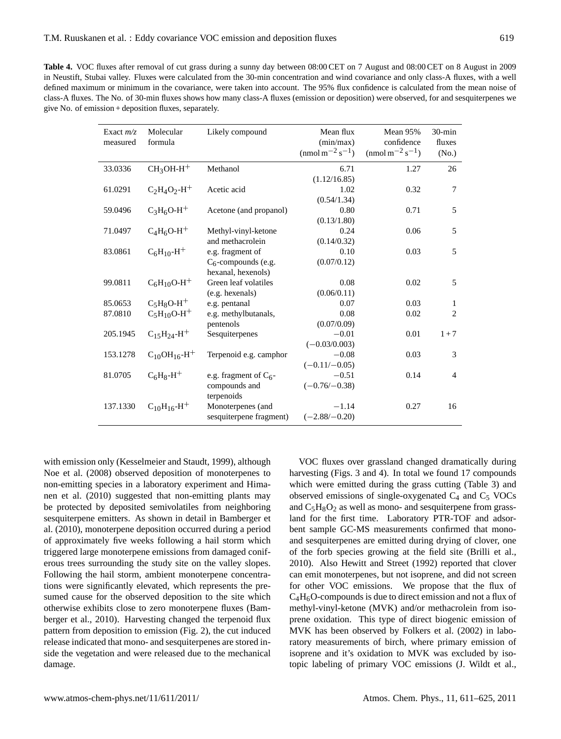**Table 4.** VOC fluxes after removal of cut grass during a sunny day between 08:00 CET on 7 August and 08:00 CET on 8 August in 2009 in Neustift, Stubai valley. Fluxes were calculated from the 30-min concentration and wind covariance and only class-A fluxes, with a well defined maximum or minimum in the covariance, were taken into account. The 95% flux confidence is calculated from the mean noise of class-A fluxes. The No. of 30-min fluxes shows how many class-A fluxes (emission or deposition) were observed, for and sesquiterpenes we give No. of emission + deposition fluxes, separately.

| Exact *m/z* measured | Molecular formula | Likely compound | Mean flux (min/max) ($nmol\,m^{-2}\,s^{-1}$) | Mean 95% confidence ($nmol\,m^{-2}\,s^{-1}$) | 30-min fluxes (No.) |
|---|---|---|---|---|---|
| 33.0336 | $CH_3OH$-$H^+$ | Methanol | 6.71 (1.12/16.85) | 1.27 | 26 |
| 61.0291 | $C_2H_4O_2$-$H^+$ | Acetic acid | 1.02 (0.54/1.34) | 0.32 | 7 |
| 59.0496 | $C_3H_6O$-$H^+$ | Acetone (and propanol) | 0.80 (0.13/1.80) | 0.71 | 5 |
| 71.0497 | $C_4H_6O$-$H^+$ | Methyl-vinyl-ketone and methacrolein | 0.24 (0.14/0.32) | 0.06 | 5 |
| 83.0861 | $C_6H_{10}$-$H^+$ | e.g. fragment of $C_6$-compounds (e.g. hexanal, hexenols) | 0.10 (0.07/0.12) | 0.03 | 5 |
| 99.0811 | $C_6H_{10}O$-$H^+$ | Green leaf volatiles (e.g. hexenals) | 0.08 (0.06/0.11) | 0.02 | 5 |
| 85.0653 | $C_5H_8O$-$H^+$ | e.g. pentanal | 0.07 | 0.03 | 1 |
| 87.0810 | $C_5H_{10}O$-$H^+$ | e.g. methylbutanals, pentenols | 0.08 (0.07/0.09) | 0.02 | 2 |
| 205.1945 | $C_{15}H_{24}$-$H^+$ | Sesquiterpenes | −0.01 (−0.03/0.003) | 0.01 | 1 + 7 |
| 153.1278 | $C_{10}OH_{16}$-$H^+$ | Terpenoid e.g. camphor | −0.08 (−0.11/−0.05) | 0.03 | 3 |
| 81.0705 | $C_6H_8$-$H^+$ | e.g. fragment of $C_6$-compounds and terpenoids | −0.51 (−0.76/−0.38) | 0.14 | 4 |
| 137.1330 | $C_{10}H_{16}$-$H^+$ | Monoterpenes (and sesquiterpene fragment) | −1.14 (−2.88/−0.20) | 0.27 | 16 |

with emission only (Kesselmeier and Staudt, 1999), although Noe et al. (2008) observed deposition of monoterpenes to non-emitting species in a laboratory experiment and Himanen et al. (2010) suggested that non-emitting plants may be protected by deposited semivolatiles from neighboring sesquiterpene emitters. As shown in detail in Bamberger et al. (2010), monoterpene deposition occurred during a period of approximately five weeks following a hail storm which triggered large monoterpene emissions from damaged coniferous trees surrounding the study site on the valley slopes. Following the hail storm, ambient monoterpene concentrations were significantly elevated, which represents the presumed cause for the observed deposition to the site which otherwise exhibits close to zero monoterpene fluxes (Bamberger et al., 2010). Harvesting changed the terpenoid flux pattern from deposition to emission (Fig. 2), the cut induced release indicated that mono- and sesquiterpenes are stored inside the vegetation and were released due to the mechanical damage.

VOC fluxes over grassland changed dramatically during harvesting (Figs. 3 and 4). In total we found 17 compounds which were emitted during the grass cutting (Table 3) and observed emissions of single-oxygenated $C_4$ and $C_5$ VOCs and $C_5H_8O_2$ as well as mono- and sesquiterpene from grassland for the first time. Laboratory PTR-TOF and adsorbent sample GC-MS measurements confirmed that mono- and sesquiterpenes are emitted during drying of clover, one of the forb species growing at the field site (Brilli et al., 2010). Also Hewitt and Street (1992) reported that clover can emit monoterpenes, but not isoprene, and did not screen for other VOC emissions. We propose that the flux of $C_4H_6O$-compounds is due to direct emission and not a flux of methyl-vinyl-ketone (MVK) and/or methacrolein from isoprene oxidation. This type of direct biogenic emission of MVK has been observed by Folkers et al. (2002) in laboratory measurements of birch, where primary emission of isoprene and it's oxidation to MVK was excluded by isotopic labeling of primary VOC emissions (J. Wildt et al.,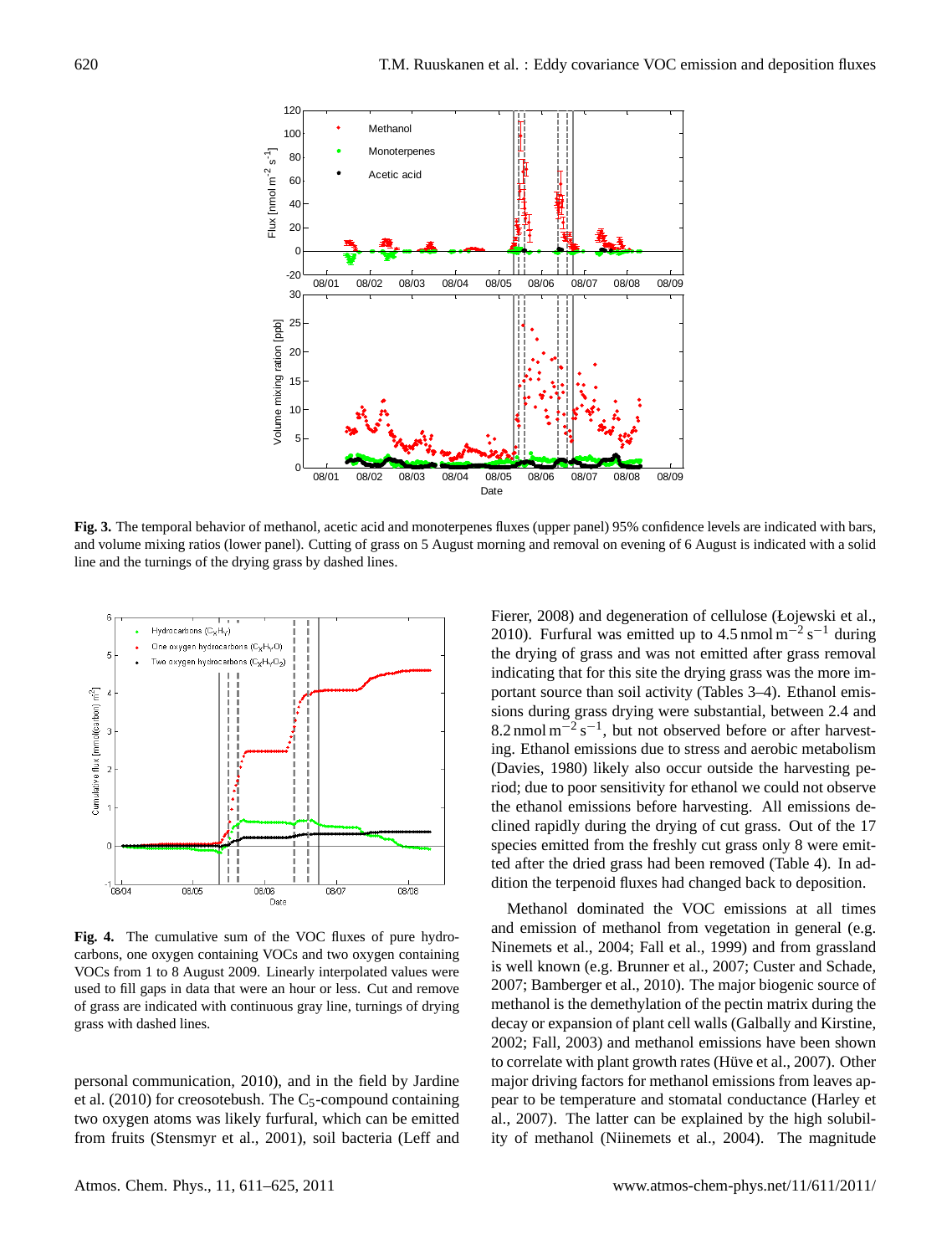**Fig. 3.** The temporal behavior of methanol, acetic acid and monoterpenes fluxes (upper panel) 95% confidence levels are indicated with bars, and volume mixing ratios (lower panel). Cutting of grass on 5 August morning and removal on evening of 6 August is indicated with a solid line and the turnings of the drying grass by dashed lines.

**Fig. 4.** The cumulative sum of the VOC fluxes of pure hydrocarbons, one oxygen containing VOCs and two oxygen containing VOCs from 1 to 8 August 2009. Linearly interpolated values were used to fill gaps in data that were an hour or less. Cut and remove of grass are indicated with continuous gray line, turnings of drying grass with dashed lines.

personal communication, 2010), and in the field by Jardine et al. (2010) for creosotebush. The $C_5$-compound containing two oxygen atoms was likely furfural, which can be emitted from fruits (Stensmyr et al., 2001), soil bacteria (Leff and Fierer, 2008) and degeneration of cellulose (Łojewski et al., 2010). Furfural was emitted up to 4.5 nmol $m^{-2}$ $s^{-1}$ during the drying of grass and was not emitted after grass removal indicating that for this site the drying grass was the more important source than soil activity (Tables 3–4). Ethanol emissions during grass drying were substantial, between 2.4 and 8.2 nmol $m^{-2}$ $s^{-1}$, but not observed before or after harvesting. Ethanol emissions due to stress and aerobic metabolism (Davies, 1980) likely also occur outside the harvesting period; due to poor sensitivity for ethanol we could not observe the ethanol emissions before harvesting. All emissions declined rapidly during the drying of cut grass. Out of the 17 species emitted from the freshly cut grass only 8 were emitted after the dried grass had been removed (Table 4). In addition the terpenoid fluxes had changed back to deposition.

Methanol dominated the VOC emissions at all times and emission of methanol from vegetation in general (e.g. Ninemets et al., 2004; Fall et al., 1999) and from grassland is well known (e.g. Brunner et al., 2007; Custer and Schade, 2007; Bamberger et al., 2010). The major biogenic source of methanol is the demethylation of the pectin matrix during the decay or expansion of plant cell walls (Galbally and Kirstine, 2002; Fall, 2003) and methanol emissions have been shown to correlate with plant growth rates (Hüve et al., 2007). Other major driving factors for methanol emissions from leaves appear to be temperature and stomatal conductance (Harley et al., 2007). The latter can be explained by the high solubility of methanol (Niinemets et al., 2004). The magnitude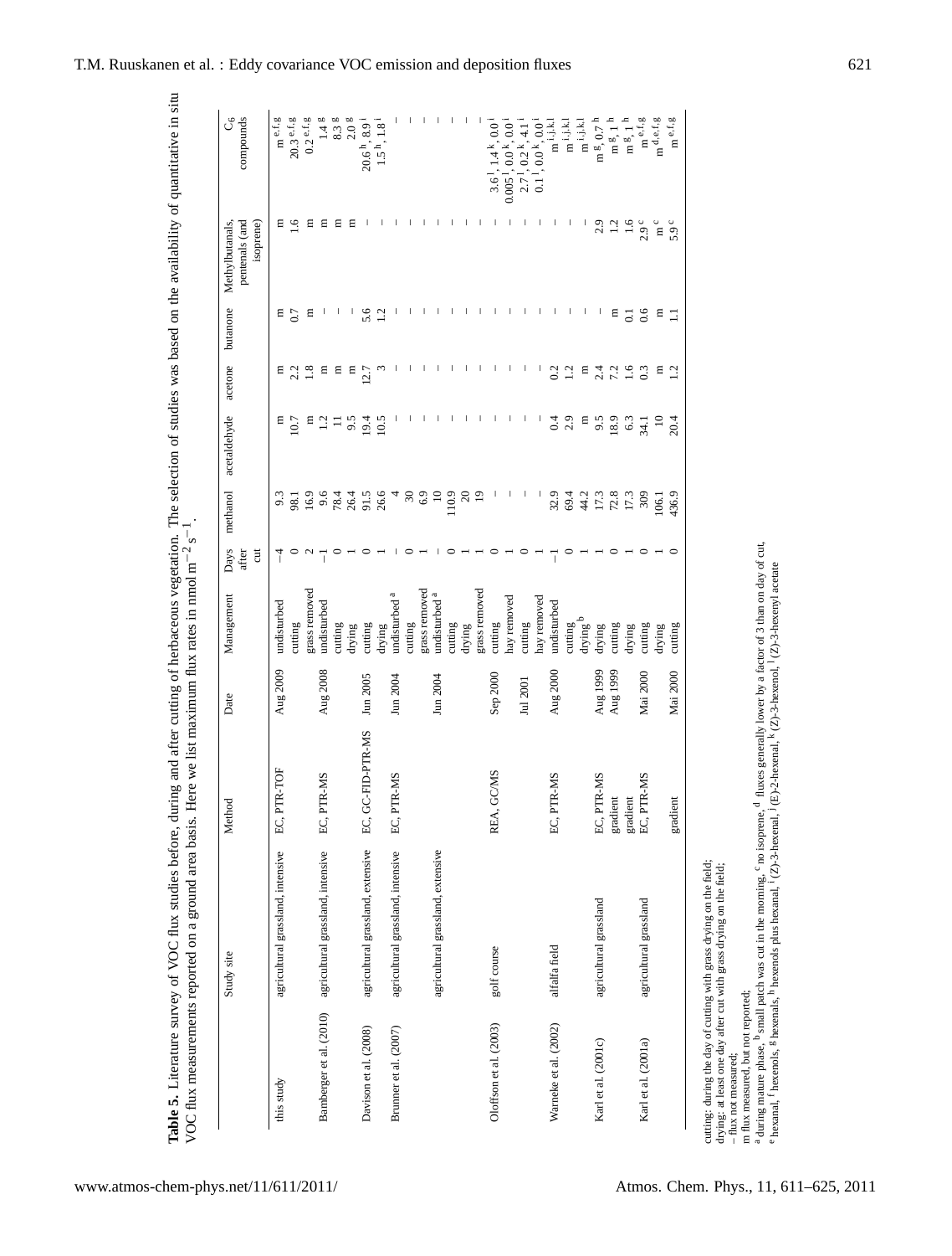**Table 5.** Literature survey of VOC flux studies before, during and after cutting of herbaceous vegetation. The selection of studies was based on the availability of quantitative in situ VOC flux measurements reported on a ground area basis. Here we list maximum flux rates in nmol $m^{-2}$ $s^{-1}$.

| | Study site | Method | Date | Management | Days after cut | methanol | acetaldehyde | acetone | butanone | Methylbutanals, pentenals (and isoprene) | $C_6$ compounds |
|---|---|---|---|---|---|---|---|---|---|---|---|
| this study | agricultural grassland, intensive | EC, PTR-TOF | Aug 2009 | undisturbed | −4 | 9.3 | m | m | m | m | m [e,f,g] |
| | | | | cutting | 0 | 98.1 | 10.7 | 2.2 | 0.7 | 1.6 | 20.3 [e,f,g] |
| | | | | grass removed | 2 | 16.9 | m | 1.8 | m | m | 0.2 [e,f,g] |
| Bamberger et al. (2010) | agricultural grassland, intensive | EC, PTR-MS | Aug 2008 | undisturbed | −1 | 9.6 | 1.2 | m | – | m | 1.4 [g] |
| | | | | cutting | 0 | 78.4 | 11 | m | – | m | 8.3 [g] |
| | | | | drying | 1 | 26.4 | 9.5 | m | – | m | 2.0 [g] |
| Davison et al. (2008) | agricultural grassland, extensive | EC, GC-FID-PTR-MS | Jun 2005 | cutting | 0 | 91.5 | 19.4 | 12.7 | 5.6 | – | 20.6 [h], 8.9 [i] |
| | | | | drying | 1 | 26.6 | 10.5 | 3 | 1.2 | – | 1.5 [h], 1.8 [i] |
| Brunner et al. (2007) | agricultural grassland, intensive | EC, PTR-MS | Jun 2004 | undisturbed [a] | – | 4 | – | – | – | – | – |
| | | | | cutting | 0 | 30 | – | – | – | – | – |
| | | | | grass removed | 1 | 6.9 | – | – | – | – | – |
| | agricultural grassland, extensive | | Jun 2004 | undisturbed [a] | – | 10 | – | – | – | – | – |
| | | | | cutting | 0 | 110.9 | – | – | – | – | – |
| | | | | drying | 1 | 20 | – | – | – | – | – |
| | | | | grass removed | 1 | 19 | – | – | – | – | – |
| Olofsson et al. (2003) | golf course | REA, GC/MS | Sep 2000 | cutting | 0 | – | – | – | – | – | 3.6 [l], 1.4 [k], 0.0 [i] |
| | | | | hay removed | 1 | – | – | – | – | – | 0.005 [l], 0.0 [k], 0.0 [i] |
| | | | Jul 2001 | cutting | 0 | – | – | – | – | – | 2.7 [l], 0.2 [k], 4.1 [i] |
| | | | | hay removed | 1 | – | – | – | – | – | 0.1 [l], 0.0 [k], 0.0 [i] |
| Warneke et al. (2002) | alfalfa field | EC, PTR-MS | Aug 2000 | undisturbed | −1 | 32.9 | 0.4 | 0.2 | – | – | m [i,j,k,l] |
| | | | | cutting | 0 | 69.4 | 2.9 | 1.2 | – | – | m [i,j,k,l] |
| | | | | drying [b] | 1 | 44.2 | m | m | – | – | m [i,j,k,l] |
| Karl et al. (2001c) | agricultural grassland | EC, PTR-MS | Aug 1999 | drying | 1 | 17.3 | 9.5 | 2.4 | – | 2.9 | m [g], 0.7 [h] |
| | | gradient | Aug 1999 | cutting | 0 | 72.8 | 18.9 | 7.2 | m | 1.2 | m [g], 1 [h] |
| | | gradient | | drying | 1 | 17.3 | 6.3 | 1.6 | 0.1 | 1.6 | m [g], 1 [h] |
| Karl et al. (2001a) | agricultural grassland | EC, PTR-MS | Mai 2000 | cutting | 0 | 309 | 34.1 | 0.3 | 0.6 | 2.9 [c] | m [e,f,g] |
| | | | | drying | 1 | 106.1 | 10 | m | m | m [c] | m [d,e,f,g] |
| | | gradient | Mai 2000 | cutting | 0 | 436.9 | 20.4 | 1.2 | 1.1 | 5.9 [c] | m [e,f,g] |

cutting: during the day of cutting with grass drying on the field;
drying: at least one day after cut with grass drying on the field;
– flux not measured;
m flux measured, but not reported;
[a] during mature phase, [b] small patch was cut in the morning, [c] no isoprene, [d] fluxes generally lower by a factor of 3 than on day of cut,
[e] hexanal, [f] hexenols, [g] hexenals, [h] hexenols plus hexanal, [i] (Z)-3-hexenal, [j] (E)-2-hexenal, [k] (Z)-3-hexenol, [l] (Z)-3-hexenyl acetate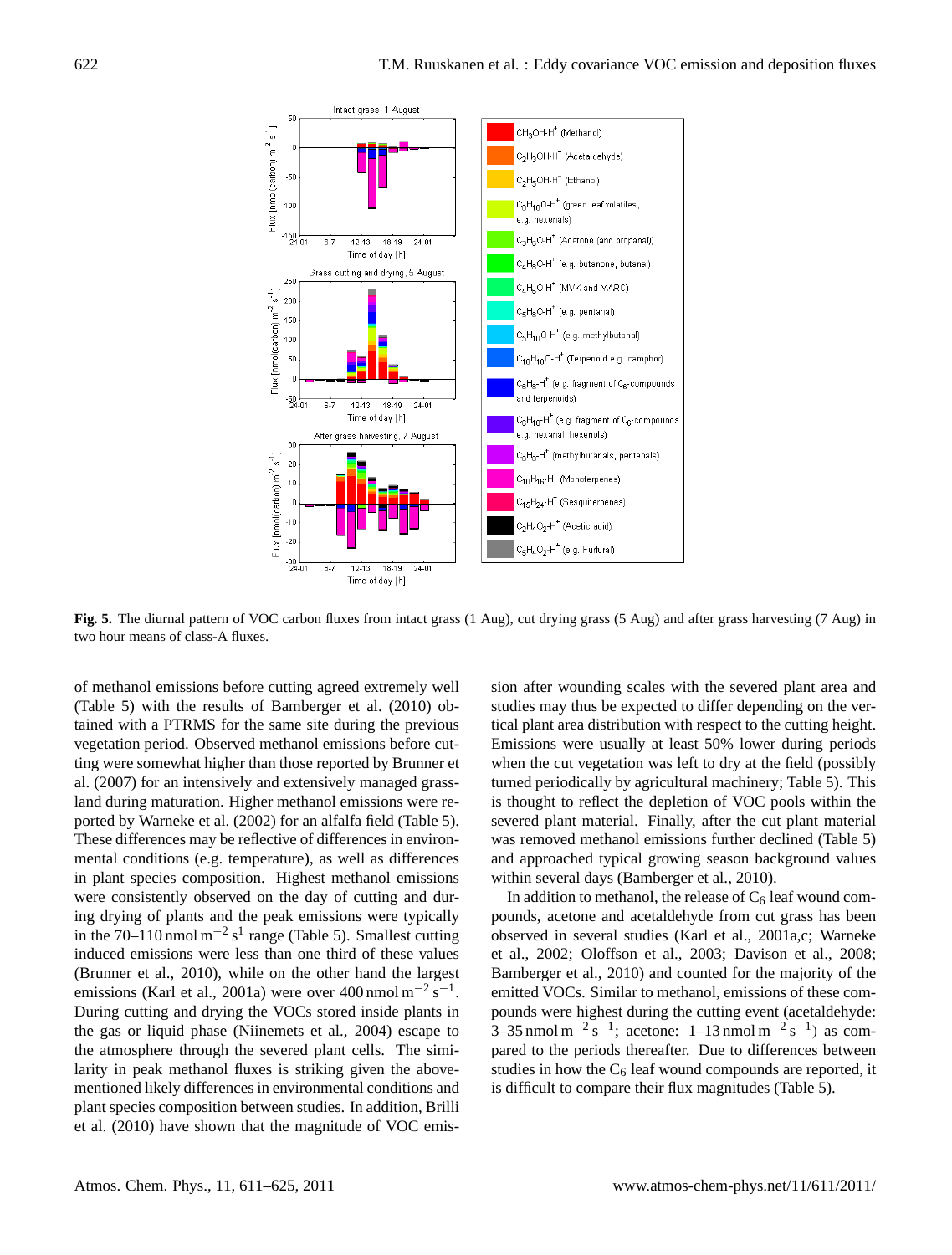**Fig. 5.** The diurnal pattern of VOC carbon fluxes from intact grass (1 Aug), cut drying grass (5 Aug) and after grass harvesting (7 Aug) in two hour means of class-A fluxes.

of methanol emissions before cutting agreed extremely well (Table 5) with the results of Bamberger et al. (2010) obtained with a PTRMS for the same site during the previous vegetation period. Observed methanol emissions before cutting were somewhat higher than those reported by Brunner et al. (2007) for an intensively and extensively managed grassland during maturation. Higher methanol emissions were reported by Warneke et al. (2002) for an alfalfa field (Table 5). These differences may be reflective of differences in environmental conditions (e.g. temperature), as well as differences in plant species composition. Highest methanol emissions were consistently observed on the day of cutting and during drying of plants and the peak emissions were typically in the 70–110 $\mathrm{nmol\,m^{-2}\,s^{1}}$ range (Table 5). Smallest cutting induced emissions were less than one third of these values (Brunner et al., 2010), while on the other hand the largest emissions (Karl et al., 2001a) were over 400 $\mathrm{nmol\,m^{-2}\,s^{-1}}$. During cutting and drying the VOCs stored inside plants in the gas or liquid phase (Niinemets et al., 2004) escape to the atmosphere through the severed plant cells. The similarity in peak methanol fluxes is striking given the above-mentioned likely differences in environmental conditions and plant species composition between studies. In addition, Brilli et al. (2010) have shown that the magnitude of VOC emission after wounding scales with the severed plant area and studies may thus be expected to differ depending on the vertical plant area distribution with respect to the cutting height. Emissions were usually at least 50% lower during periods when the cut vegetation was left to dry at the field (possibly turned periodically by agricultural machinery; Table 5). This is thought to reflect the depletion of VOC pools within the severed plant material. Finally, after the cut plant material was removed methanol emissions further declined (Table 5) and approached typical growing season background values within several days (Bamberger et al., 2010).

In addition to methanol, the release of $C_6$ leaf wound compounds, acetone and acetaldehyde from cut grass has been observed in several studies (Karl et al., 2001a,c; Warneke et al., 2002; Oloffson et al., 2003; Davison et al., 2008; Bamberger et al., 2010) and counted for the majority of the emitted VOCs. Similar to methanol, emissions of these compounds were highest during the cutting event (acetaldehyde: 3–35 $\mathrm{nmol\,m^{-2}\,s^{-1}}$; acetone: 1–13 $\mathrm{nmol\,m^{-2}\,s^{-1}}$) as compared to the periods thereafter. Due to differences between studies in how the $C_6$ leaf wound compounds are reported, it is difficult to compare their flux magnitudes (Table 5).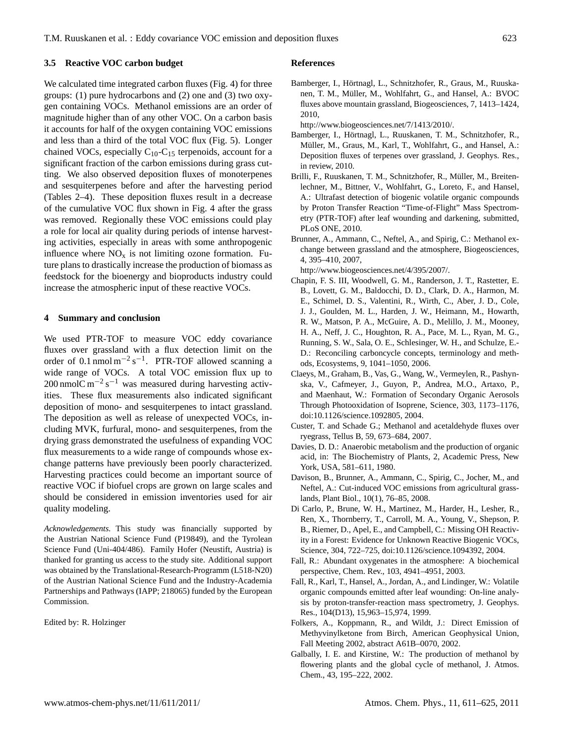### 3.5 Reactive VOC carbon budget

We calculated time integrated carbon fluxes (Fig. 4) for three groups: (1) pure hydrocarbons and (2) one and (3) two oxygen containing VOCs. Methanol emissions are an order of magnitude higher than of any other VOC. On a carbon basis it accounts for half of the oxygen containing VOC emissions and less than a third of the total VOC flux (Fig. 5). Longer chained VOCs, especially $C_{10}$-$C_{15}$ terpenoids, account for a significant fraction of the carbon emissions during grass cutting. We also observed deposition fluxes of monoterpenes and sesquiterpenes before and after the harvesting period (Tables 2–4). These deposition fluxes result in a decrease of the cumulative VOC flux shown in Fig. 4 after the grass was removed. Regionally these VOC emissions could play a role for local air quality during periods of intense harvesting activities, especially in areas with some anthropogenic influence where $NO_x$ is not limiting ozone formation. Future plans to drastically increase the production of biomass as feedstock for the bioenergy and bioproducts industry could increase the atmospheric input of these reactive VOCs.

## 4 Summary and conclusion

We used PTR-TOF to measure VOC eddy covariance fluxes over grassland with a flux detection limit on the order of 0.1 nmol $m^{-2}$ $s^{-1}$. PTR-TOF allowed scanning a wide range of VOCs. A total VOC emission flux up to 200 nmolC $m^{-2}$ $s^{-1}$ was measured during harvesting activities. These flux measurements also indicated significant deposition of mono- and sesquiterpenes to intact grassland. The deposition as well as release of unexpected VOCs, including MVK, furfural, mono- and sesquiterpenes, from the drying grass demonstrated the usefulness of expanding VOC flux measurements to a wide range of compounds whose exchange patterns have previously been poorly characterized. Harvesting practices could become an important source of reactive VOC if biofuel crops are grown on large scales and should be considered in emission inventories used for air quality modeling.

*Acknowledgements.* This study was financially supported by the Austrian National Science Fund (P19849), and the Tyrolean Science Fund (Uni-404/486). Family Hofer (Neustift, Austria) is thanked for granting us access to the study site. Additional support was obtained by the Translational-Research-Programm (L518-N20) of the Austrian National Science Fund and the Industry-Academia Partnerships and Pathways (IAPP; 218065) funded by the European Commission.

Edited by: R. Holzinger

## References

Bamberger, I., Hörtnagl, L., Schnitzhofer, R., Graus, M., Ruuskanen, T. M., Müller, M., Wohlfahrt, G., and Hansel, A.: BVOC fluxes above mountain grassland, Biogeosciences, 7, 1413–1424, 2010, http://www.biogeosciences.net/7/1413/2010/.

Bamberger, I., Hörtnagl, L., Ruuskanen, T. M., Schnitzhofer, R., Müller, M., Graus, M., Karl, T., Wohlfahrt, G., and Hansel, A.: Deposition fluxes of terpenes over grassland, J. Geophys. Res., in review, 2010.

Brilli, F., Ruuskanen, T. M., Schnitzhofer, R., Müller, M., Breitenlechner, M., Bittner, V., Wohlfahrt, G., Loreto, F., and Hansel, A.: Ultrafast detection of biogenic volatile organic compounds by Proton Transfer Reaction "Time-of-Flight" Mass Spectrometry (PTR-TOF) after leaf wounding and darkening, submitted, PLoS ONE, 2010.

Brunner, A., Ammann, C., Neftel, A., and Spirig, C.: Methanol exchange between grassland and the atmosphere, Biogeosciences, 4, 395–410, 2007, http://www.biogeosciences.net/4/395/2007/.

Chapin, F. S. III, Woodwell, G. M., Randerson, J. T., Rastetter, E. B., Lovett, G. M., Baldocchi, D. D., Clark, D. A., Harmon, M. E., Schimel, D. S., Valentini, R., Wirth, C., Aber, J. D., Cole, J. J., Goulden, M. L., Harden, J. W., Heimann, M., Howarth, R. W., Matson, P. A., McGuire, A. D., Melillo, J. M., Mooney, H. A., Neff, J. C., Houghton, R. A., Pace, M. L., Ryan, M. G., Running, S. W., Sala, O. E., Schlesinger, W. H., and Schulze, E.-D.: Reconciling carboncycle concepts, terminology and methods, Ecosystems, 9, 1041–1050, 2006.

Claeys, M., Graham, B., Vas, G., Wang, W., Vermeylen, R., Pashynska, V., Cafmeyer, J., Guyon, P., Andrea, M.O., Artaxo, P., and Maenhaut, W.: Formation of Secondary Organic Aerosols Through Photooxidation of Isoprene, Science, 303, 1173–1176, doi:10.1126/science.1092805, 2004.

Custer, T. and Schade G.; Methanol and acetaldehyde fluxes over ryegrass, Tellus B, 59, 673–684, 2007.

Davies, D. D.: Anaerobic metabolism and the production of organic acid, in: The Biochemistry of Plants, 2, Academic Press, New York, USA, 581–611, 1980.

Davison, B., Brunner, A., Ammann, C., Spirig, C., Jocher, M., and Neftel, A.: Cut-induced VOC emissions from agricultural grasslands, Plant Biol., 10(1), 76–85, 2008.

Di Carlo, P., Brune, W. H., Martinez, M., Harder, H., Lesher, R., Ren, X., Thornberry, T., Carroll, M. A., Young, V., Shepson, P. B., Riemer, D., Apel, E., and Campbell, C.: Missing OH Reactivity in a Forest: Evidence for Unknown Reactive Biogenic VOCs, Science, 304, 722–725, doi:10.1126/science.1094392, 2004.

Fall, R.: Abundant oxygenates in the atmosphere: A biochemical perspective, Chem. Rev., 103, 4941–4951, 2003.

Fall, R., Karl, T., Hansel, A., Jordan, A., and Lindinger, W.: Volatile organic compounds emitted after leaf wounding: On-line analysis by proton-transfer-reaction mass spectrometry, J. Geophys. Res., 104(D13), 15,963–15,974, 1999.

Folkers, A., Koppmann, R., and Wildt, J.: Direct Emission of Methyvinylketone from Birch, American Geophysical Union, Fall Meeting 2002, abstract A61B–0070, 2002.

Galbally, I. E. and Kirstine, W.: The production of methanol by flowering plants and the global cycle of methanol, J. Atmos. Chem., 43, 195–222, 2002.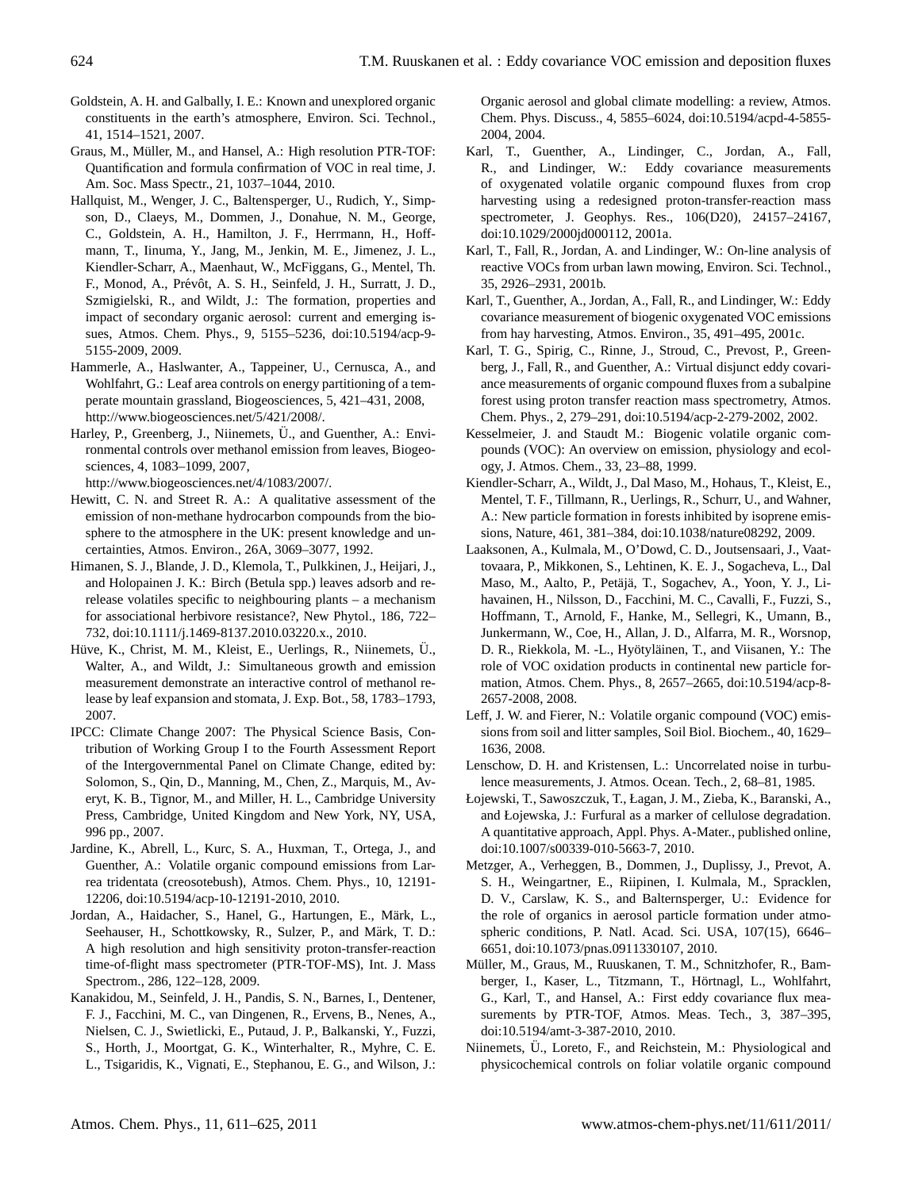Goldstein, A. H. and Galbally, I. E.: Known and unexplored organic constituents in the earth's atmosphere, Environ. Sci. Technol., 41, 1514–1521, 2007.

Graus, M., Müller, M., and Hansel, A.: High resolution PTR-TOF: Quantification and formula confirmation of VOC in real time, J. Am. Soc. Mass Spectr., 21, 1037–1044, 2010.

Hallquist, M., Wenger, J. C., Baltensperger, U., Rudich, Y., Simpson, D., Claeys, M., Dommen, J., Donahue, N. M., George, C., Goldstein, A. H., Hamilton, J. F., Herrmann, H., Hoffmann, T., Iinuma, Y., Jang, M., Jenkin, M. E., Jimenez, J. L., Kiendler-Scharr, A., Maenhaut, W., McFiggans, G., Mentel, Th. F., Monod, A., Prévôt, A. S. H., Seinfeld, J. H., Surratt, J. D., Szmigielski, R., and Wildt, J.: The formation, properties and impact of secondary organic aerosol: current and emerging issues, Atmos. Chem. Phys., 9, 5155–5236, doi:10.5194/acp-9-5155-2009, 2009.

Hammerle, A., Haslwanter, A., Tappeiner, U., Cernusca, A., and Wohlfahrt, G.: Leaf area controls on energy partitioning of a temperate mountain grassland, Biogeosciences, 5, 421–431, 2008, http://www.biogeosciences.net/5/421/2008/.

Harley, P., Greenberg, J., Niinemets, Ü., and Guenther, A.: Environmental controls over methanol emission from leaves, Biogeosciences, 4, 1083–1099, 2007, http://www.biogeosciences.net/4/1083/2007/.

Hewitt, C. N. and Street R. A.: A qualitative assessment of the emission of non-methane hydrocarbon compounds from the biosphere to the atmosphere in the UK: present knowledge and uncertainties, Atmos. Environ., 26A, 3069–3077, 1992.

Himanen, S. J., Blande, J. D., Klemola, T., Pulkkinen, J., Heijari, J., and Holopainen J. K.: Birch (Betula spp.) leaves adsorb and re-release volatiles specific to neighbouring plants – a mechanism for associational herbivore resistance?, New Phytol., 186, 722–732, doi:10.1111/j.1469-8137.2010.03220.x., 2010.

Hüve, K., Christ, M. M., Kleist, E., Uerlings, R., Niinemets, Ü., Walter, A., and Wildt, J.: Simultaneous growth and emission measurement demonstrate an interactive control of methanol release by leaf expansion and stomata, J. Exp. Bot., 58, 1783–1793, 2007.

IPCC: Climate Change 2007: The Physical Science Basis, Contribution of Working Group I to the Fourth Assessment Report of the Intergovernmental Panel on Climate Change, edited by: Solomon, S., Qin, D., Manning, M., Chen, Z., Marquis, M., Averyt, K. B., Tignor, M., and Miller, H. L., Cambridge University Press, Cambridge, United Kingdom and New York, NY, USA, 996 pp., 2007.

Jardine, K., Abrell, L., Kurc, S. A., Huxman, T., Ortega, J., and Guenther, A.: Volatile organic compound emissions from Larrea tridentata (creosotebush), Atmos. Chem. Phys., 10, 12191-12206, doi:10.5194/acp-10-12191-2010, 2010.

Jordan, A., Haidacher, S., Hanel, G., Hartungen, E., Märk, L., Seehauser, H., Schottkowsky, R., Sulzer, P., and Märk, T. D.: A high resolution and high sensitivity proton-transfer-reaction time-of-flight mass spectrometer (PTR-TOF-MS), Int. J. Mass Spectrom., 286, 122–128, 2009.

Kanakidou, M., Seinfeld, J. H., Pandis, S. N., Barnes, I., Dentener, F. J., Facchini, M. C., van Dingenen, R., Ervens, B., Nenes, A., Nielsen, C. J., Swietlicki, E., Putaud, J. P., Balkanski, Y., Fuzzi, S., Horth, J., Moortgat, G. K., Winterhalter, R., Myhre, C. E. L., Tsigaridis, K., Vignati, E., Stephanou, E. G., and Wilson, J.: Organic aerosol and global climate modelling: a review, Atmos. Chem. Phys. Discuss., 4, 5855–6024, doi:10.5194/acpd-4-5855-2004, 2004.

Karl, T., Guenther, A., Lindinger, C., Jordan, A., Fall, R., and Lindinger, W.: Eddy covariance measurements of oxygenated volatile organic compound fluxes from crop harvesting using a redesigned proton-transfer-reaction mass spectrometer, J. Geophys. Res., 106(D20), 24157–24167, doi:10.1029/2000jd000112, 2001a.

Karl, T., Fall, R., Jordan, A. and Lindinger, W.: On-line analysis of reactive VOCs from urban lawn mowing, Environ. Sci. Technol., 35, 2926–2931, 2001b.

Karl, T., Guenther, A., Jordan, A., Fall, R., and Lindinger, W.: Eddy covariance measurement of biogenic oxygenated VOC emissions from hay harvesting, Atmos. Environ., 35, 491–495, 2001c.

Karl, T. G., Spirig, C., Rinne, J., Stroud, C., Prevost, P., Greenberg, J., Fall, R., and Guenther, A.: Virtual disjunct eddy covariance measurements of organic compound fluxes from a subalpine forest using proton transfer reaction mass spectrometry, Atmos. Chem. Phys., 2, 279–291, doi:10.5194/acp-2-279-2002, 2002.

Kesselmeier, J. and Staudt M.: Biogenic volatile organic compounds (VOC): An overview on emission, physiology and ecology, J. Atmos. Chem., 33, 23–88, 1999.

Kiendler-Scharr, A., Wildt, J., Dal Maso, M., Hohaus, T., Kleist, E., Mentel, T. F., Tillmann, R., Uerlings, R., Schurr, U., and Wahner, A.: New particle formation in forests inhibited by isoprene emissions, Nature, 461, 381–384, doi:10.1038/nature08292, 2009.

Laaksonen, A., Kulmala, M., O'Dowd, C. D., Joutsensaari, J., Vaattovaara, P., Mikkonen, S., Lehtinen, K. E. J., Sogacheva, L., Dal Maso, M., Aalto, P., Petäjä, T., Sogachev, A., Yoon, Y. J., Lihavainen, H., Nilsson, D., Facchini, M. C., Cavalli, F., Fuzzi, S., Hoffmann, T., Arnold, F., Hanke, M., Sellegri, K., Umann, B., Junkermann, W., Coe, H., Allan, J. D., Alfarra, M. R., Worsnop, D. R., Riekkola, M. -L., Hyötyläinen, T., and Viisanen, Y.: The role of VOC oxidation products in continental new particle formation, Atmos. Chem. Phys., 8, 2657–2665, doi:10.5194/acp-8-2657-2008, 2008.

Leff, J. W. and Fierer, N.: Volatile organic compound (VOC) emissions from soil and litter samples, Soil Biol. Biochem., 40, 1629–1636, 2008.

Lenschow, D. H. and Kristensen, L.: Uncorrelated noise in turbulence measurements, J. Atmos. Ocean. Tech., 2, 68–81, 1985.

Łojewski, T., Sawoszczuk, T., Łagan, J. M., Zieba, K., Baranski, A., and Łojewska, J.: Furfural as a marker of cellulose degradation. A quantitative approach, Appl. Phys. A-Mater., published online, doi:10.1007/s00339-010-5663-7, 2010.

Metzger, A., Verheggen, B., Dommen, J., Duplissy, J., Prevot, A. S. H., Weingartner, E., Riipinen, I. Kulmala, M., Spracklen, D. V., Carslaw, K. S., and Balternsperger, U.: Evidence for the role of organics in aerosol particle formation under atmospheric conditions, P. Natl. Acad. Sci. USA, 107(15), 6646–6651, doi:10.1073/pnas.0911330107, 2010.

Müller, M., Graus, M., Ruuskanen, T. M., Schnitzhofer, R., Bamberger, I., Kaser, L., Titzmann, T., Hörtnagl, L., Wohlfahrt, G., Karl, T., and Hansel, A.: First eddy covariance flux measurements by PTR-TOF, Atmos. Meas. Tech., 3, 387–395, doi:10.5194/amt-3-387-2010, 2010.

Niinemets, Ü., Loreto, F., and Reichstein, M.: Physiological and physicochemical controls on foliar volatile organic compound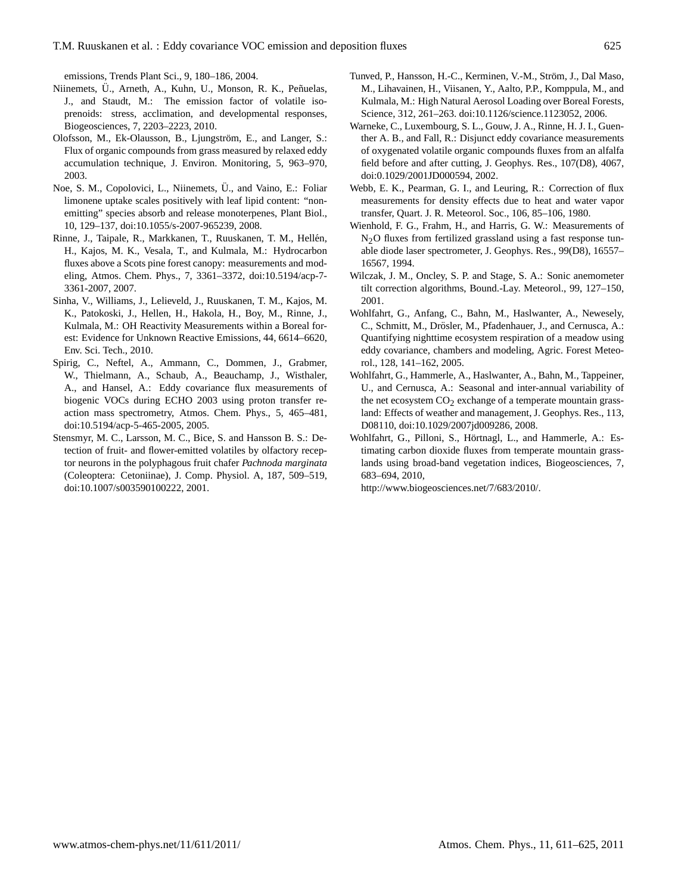emissions, Trends Plant Sci., 9, 180–186, 2004.

Niinemets, Ü., Arneth, A., Kuhn, U., Monson, R. K., Peñuelas, J., and Staudt, M.: The emission factor of volatile isoprenoids: stress, acclimation, and developmental responses, Biogeosciences, 7, 2203–2223, 2010.

Olofsson, M., Ek-Olausson, B., Ljungström, E., and Langer, S.: Flux of organic compounds from grass measured by relaxed eddy accumulation technique, J. Environ. Monitoring, 5, 963–970, 2003.

Noe, S. M., Copolovici, L., Niinemets, Ü., and Vaino, E.: Foliar limonene uptake scales positively with leaf lipid content: "non-emitting" species absorb and release monoterpenes, Plant Biol., 10, 129–137, doi:10.1055/s-2007-965239, 2008.

Rinne, J., Taipale, R., Markkanen, T., Ruuskanen, T. M., Hellén, H., Kajos, M. K., Vesala, T., and Kulmala, M.: Hydrocarbon fluxes above a Scots pine forest canopy: measurements and modeling, Atmos. Chem. Phys., 7, 3361–3372, doi:10.5194/acp-7-3361-2007, 2007.

Sinha, V., Williams, J., Lelieveld, J., Ruuskanen, T. M., Kajos, M. K., Patokoski, J., Hellen, H., Hakola, H., Boy, M., Rinne, J., Kulmala, M.: OH Reactivity Measurements within a Boreal forest: Evidence for Unknown Reactive Emissions, 44, 6614–6620, Env. Sci. Tech., 2010.

Spirig, C., Neftel, A., Ammann, C., Dommen, J., Grabmer, W., Thielmann, A., Schaub, A., Beauchamp, J., Wisthaler, A., and Hansel, A.: Eddy covariance flux measurements of biogenic VOCs during ECHO 2003 using proton transfer reaction mass spectrometry, Atmos. Chem. Phys., 5, 465–481, doi:10.5194/acp-5-465-2005, 2005.

Stensmyr, M. C., Larsson, M. C., Bice, S. and Hansson B. S.: Detection of fruit- and flower-emitted volatiles by olfactory receptor neurons in the polyphagous fruit chafer *Pachnoda marginata* (Coleoptera: Cetoniinae), J. Comp. Physiol. A, 187, 509–519, doi:10.1007/s003590100222, 2001.

Tunved, P., Hansson, H.-C., Kerminen, V.-M., Ström, J., Dal Maso, M., Lihavainen, H., Viisanen, Y., Aalto, P.P., Komppula, M., and Kulmala, M.: High Natural Aerosol Loading over Boreal Forests, Science, 312, 261–263. doi:10.1126/science.1123052, 2006.

Warneke, C., Luxembourg, S. L., Gouw, J. A., Rinne, H. J. I., Guenther A. B., and Fall, R.: Disjunct eddy covariance measurements of oxygenated volatile organic compounds fluxes from an alfalfa field before and after cutting, J. Geophys. Res., 107(D8), 4067, doi:0.1029/2001JD000594, 2002.

Webb, E. K., Pearman, G. I., and Leuring, R.: Correction of flux measurements for density effects due to heat and water vapor transfer, Quart. J. R. Meteorol. Soc., 106, 85–106, 1980.

Wienhold, F. G., Frahm, H., and Harris, G. W.: Measurements of $N_2O$ fluxes from fertilized grassland using a fast response tunable diode laser spectrometer, J. Geophys. Res., 99(D8), 16557–16567, 1994.

Wilczak, J. M., Oncley, S. P. and Stage, S. A.: Sonic anemometer tilt correction algorithms, Bound.-Lay. Meteorol., 99, 127–150, 2001.

Wohlfahrt, G., Anfang, C., Bahn, M., Haslwanter, A., Newesely, C., Schmitt, M., Drösler, M., Pfadenhauer, J., and Cernusca, A.: Quantifying nighttime ecosystem respiration of a meadow using eddy covariance, chambers and modeling, Agric. Forest Meteorol., 128, 141–162, 2005.

Wohlfahrt, G., Hammerle, A., Haslwanter, A., Bahn, M., Tappeiner, U., and Cernusca, A.: Seasonal and inter-annual variability of the net ecosystem $CO_2$ exchange of a temperate mountain grassland: Effects of weather and management, J. Geophys. Res., 113, D08110, doi:10.1029/2007jd009286, 2008.

Wohlfahrt, G., Pilloni, S., Hörtnagl, L., and Hammerle, A.: Estimating carbon dioxide fluxes from temperate mountain grasslands using broad-band vegetation indices, Biogeosciences, 7, 683–694, 2010,
http://www.biogeosciences.net/7/683/2010/.